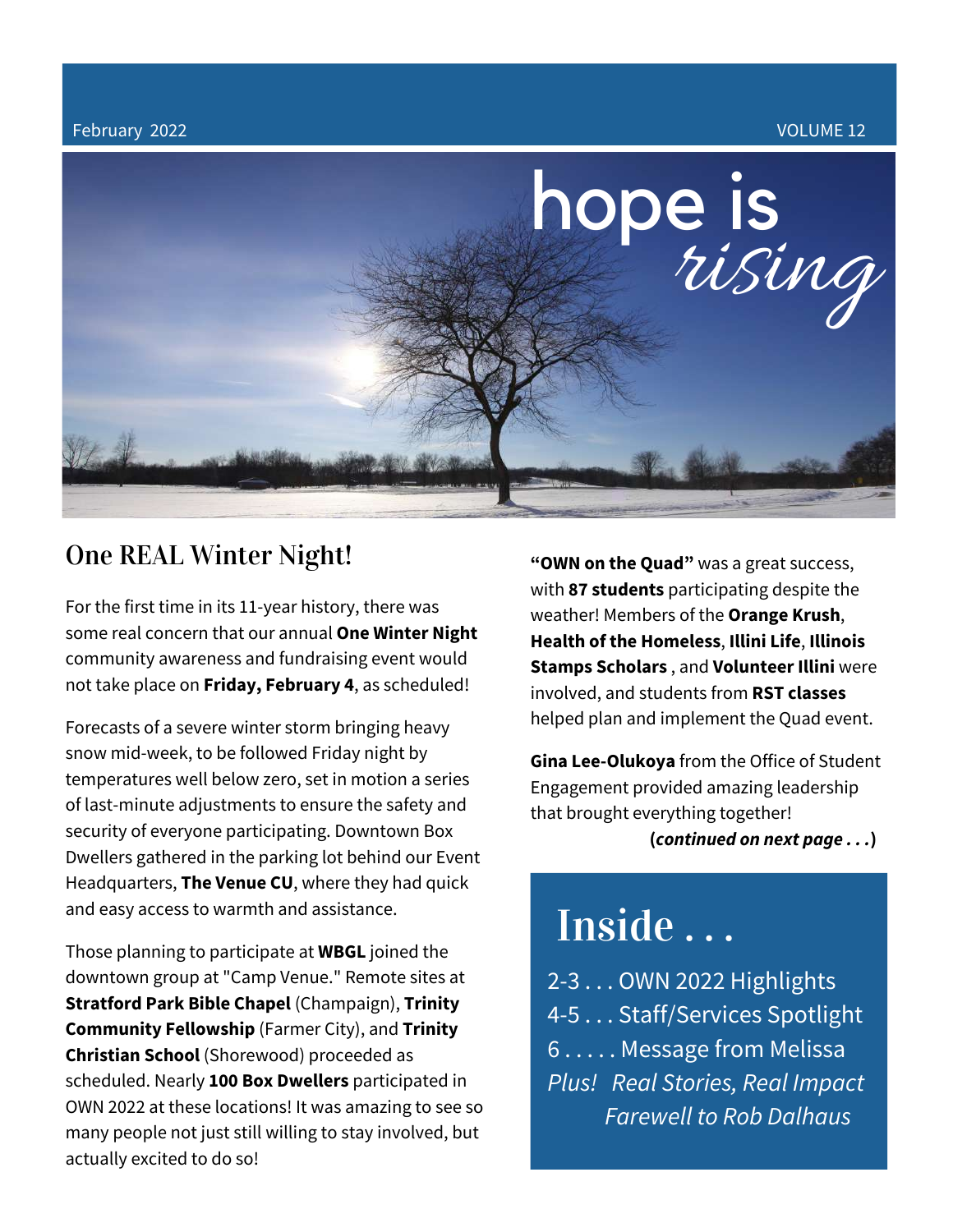February 2022 VOLUME 12

# hope is *rising*

## One REAL Winter Night!

For the first time in its 11-year history, there was some real concern that our annual **One Winter Night** community awareness and fundraising event would not take place on **Friday, February 4**, as scheduled!

Forecasts of a severe winter storm bringing heavy snow mid-week, to be followed Friday night by temperatures well below zero, set in motion a series of last-minute adjustments to ensure the safety and security of everyone participating. Downtown Box Dwellers gathered in the parking lot behind our Event Headquarters, **The Venue CU**, where they had quick and easy access to warmth and assistance.

Those planning to participate at **WBGL** joined the downtown group at "Camp Venue." Remote sites at **Stratford Park Bible Chapel** (Champaign), **Trinity Community Fellowship** (Farmer City), and **Trinity Christian School** (Shorewood) proceeded as scheduled. Nearly **100 Box Dwellers** participated in OWN 2022 at these locations! It was amazing to see so many people not just still willing to stay involved, but actually excited to do so!

**"OWN on the Quad"** was a great success, with **87 students** participating despite the weather! Members of the **Orange Krush**, **Health of the Homeless**, **Illini Life**, **Illinois Stamps Scholars** , and **Volunteer Illini** were involved, and students from **RST classes** helped plan and implement the Quad event.

**Gina Lee-Olukoya** from the Office of Student Engagement provided amazing leadership that brought everything together!

**(*continued on next page . . .*)**

## Inside . . .

2-3 . . . OWN 2022 Highlights
4-5 . . . Staff/Services Spotlight
6 . . . . . Message from Melissa
*Plus! Real Stories, Real Impact*
*Farewell to Rob Dalhaus*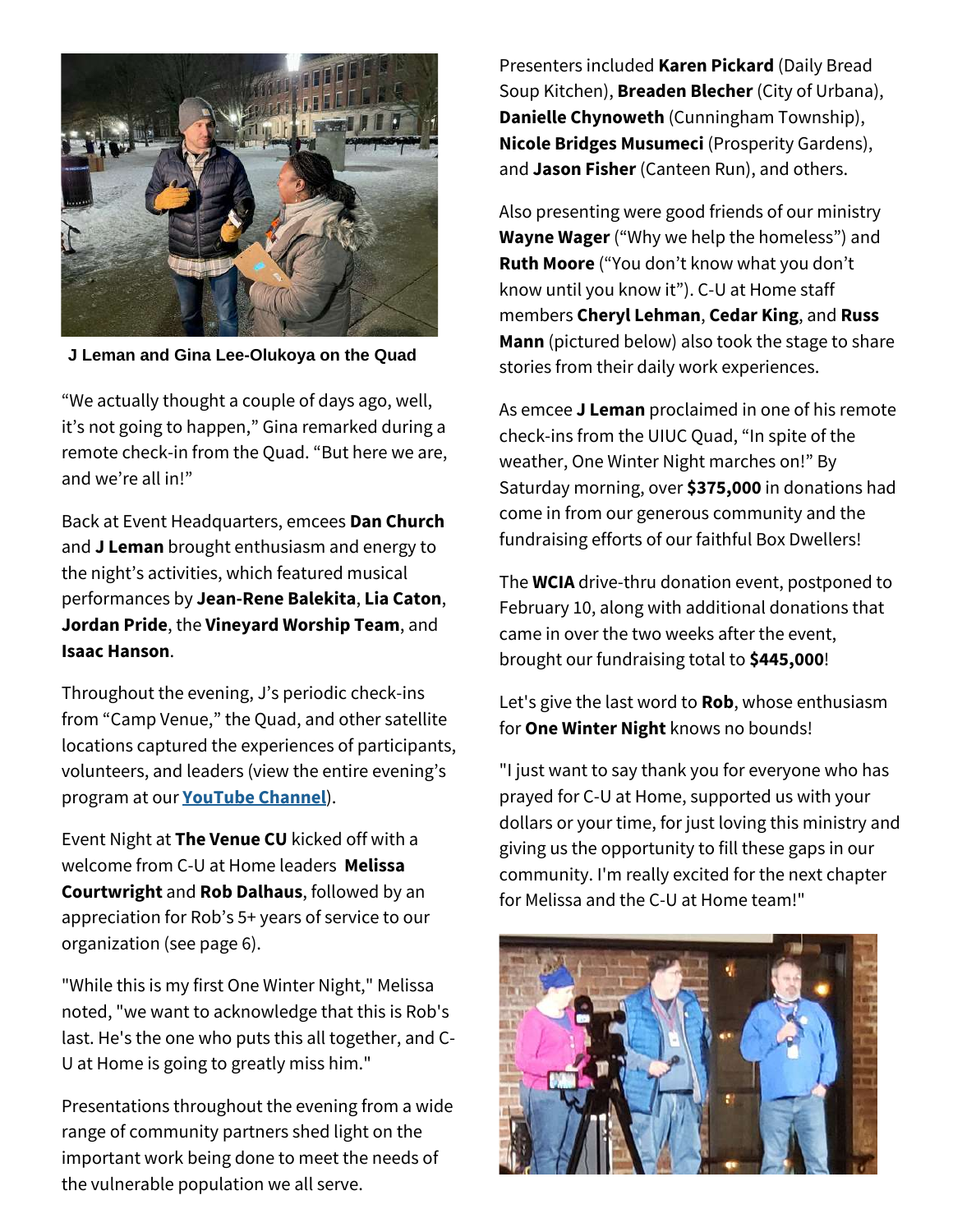**J Leman and Gina Lee-Olukoya on the Quad**

“We actually thought a couple of days ago, well, it’s not going to happen,” Gina remarked during a remote check-in from the Quad. “But here we are, and we’re all in!”

Back at Event Headquarters, emcees **Dan Church** and **J Leman** brought enthusiasm and energy to the night’s activities, which featured musical performances by **Jean-Rene Balekita**, **Lia Caton**, **Jordan Pride**, the **Vineyard Worship Team**, and **Isaac Hanson**.

Throughout the evening, J’s periodic check-ins from “Camp Venue,” the Quad, and other satellite locations captured the experiences of participants, volunteers, and leaders (view the entire evening’s program at our **YouTube Channel**).

Event Night at **The Venue CU** kicked off with a welcome from C-U at Home leaders **Melissa Courtwright** and **Rob Dalhaus**, followed by an appreciation for Rob’s 5+ years of service to our organization (see page 6).

"While this is my first One Winter Night," Melissa noted, "we want to acknowledge that this is Rob's last. He's the one who puts this all together, and C-U at Home is going to greatly miss him."

Presentations throughout the evening from a wide range of community partners shed light on the important work being done to meet the needs of the vulnerable population we all serve.

Presenters included **Karen Pickard** (Daily Bread Soup Kitchen), **Breaden Blecher** (City of Urbana), **Danielle Chynoweth** (Cunningham Township), **Nicole Bridges Musumeci** (Prosperity Gardens), and **Jason Fisher** (Canteen Run), and others.

Also presenting were good friends of our ministry **Wayne Wager** (“Why we help the homeless”) and **Ruth Moore** (“You don’t know what you don’t know until you know it”). C-U at Home staff members **Cheryl Lehman**, **Cedar King**, and **Russ Mann** (pictured below) also took the stage to share stories from their daily work experiences.

As emcee **J Leman** proclaimed in one of his remote check-ins from the UIUC Quad, “In spite of the weather, One Winter Night marches on!” By Saturday morning, over **$375,000** in donations had come in from our generous community and the fundraising efforts of our faithful Box Dwellers!

The **WCIA** drive-thru donation event, postponed to February 10, along with additional donations that came in over the two weeks after the event, brought our fundraising total to **$445,000**!

Let's give the last word to **Rob**, whose enthusiasm for **One Winter Night** knows no bounds!

"I just want to say thank you for everyone who has prayed for C-U at Home, supported us with your dollars or your time, for just loving this ministry and giving us the opportunity to fill these gaps in our community. I'm really excited for the next chapter for Melissa and the C-U at Home team!"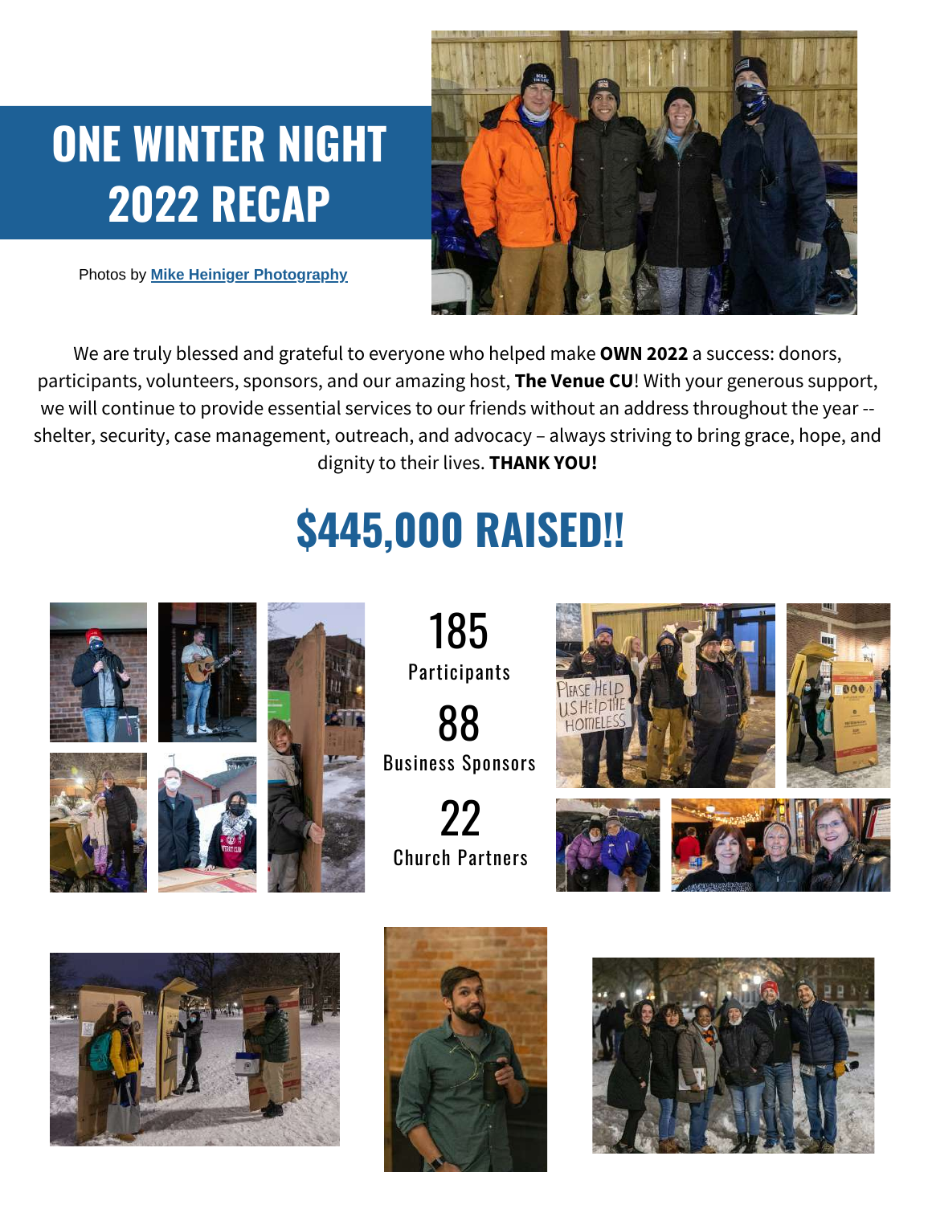# ONE WINTER NIGHT 2022 RECAP

Photos by [Mike Heiniger Photography]()

We are truly blessed and grateful to everyone who helped make **OWN 2022** a success: donors, participants, volunteers, sponsors, and our amazing host, **The Venue CU**! With your generous support, we will continue to provide essential services to our friends without an address throughout the year -- shelter, security, case management, outreach, and advocacy – always striving to bring grace, hope, and dignity to their lives. **THANK YOU!**

## $445,000 RAISED!!

185
Participants

88
Business Sponsors

22
Church Partners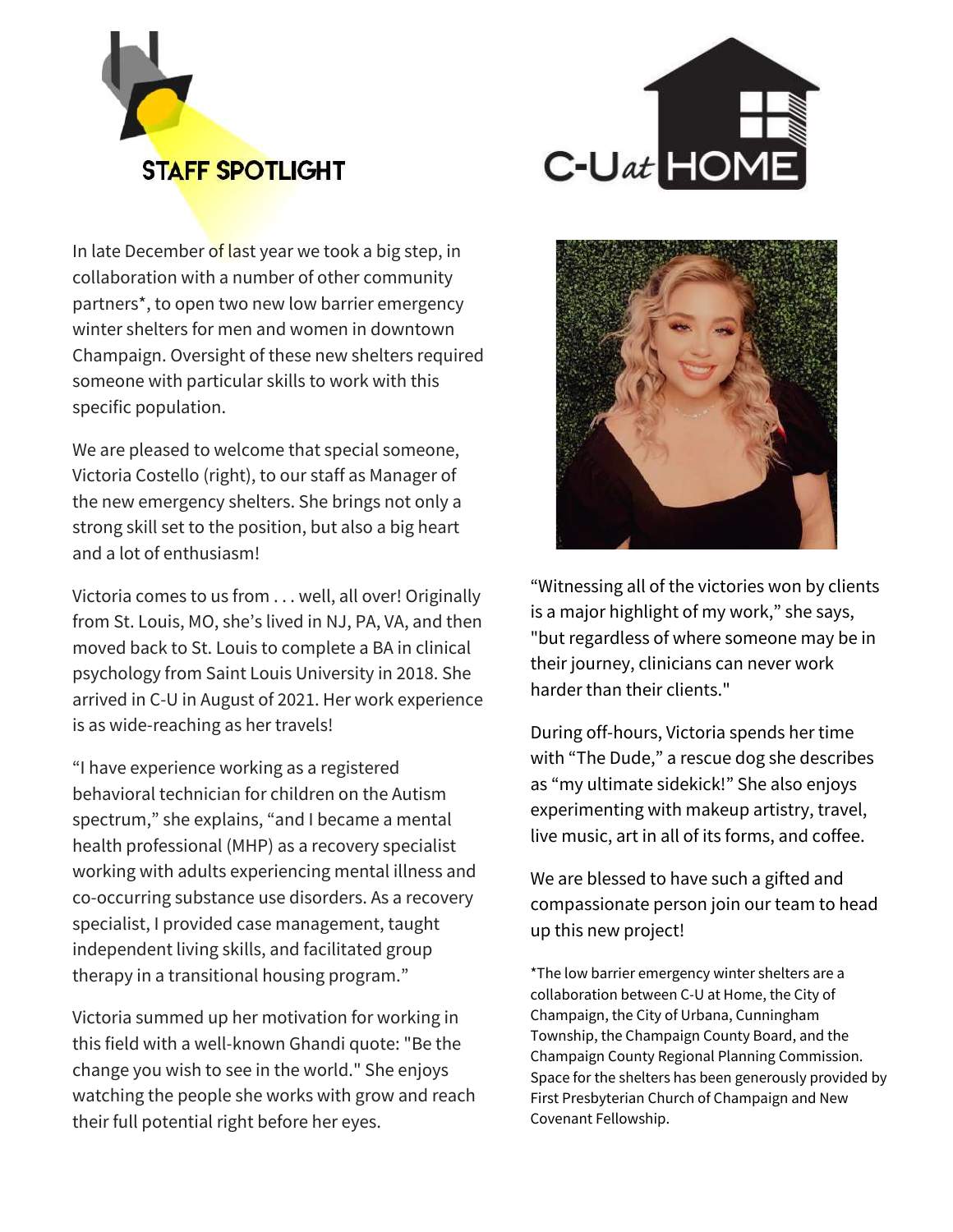# STAFF SPOTLIGHT

C-U at HOME

In late December of last year we took a big step, in collaboration with a number of other community partners*, to open two new low barrier emergency winter shelters for men and women in downtown Champaign. Oversight of these new shelters required someone with particular skills to work with this specific population.

We are pleased to welcome that special someone, Victoria Costello (right), to our staff as Manager of the new emergency shelters. She brings not only a strong skill set to the position, but also a big heart and a lot of enthusiasm!

Victoria comes to us from . . . well, all over! Originally from St. Louis, MO, she's lived in NJ, PA, VA, and then moved back to St. Louis to complete a BA in clinical psychology from Saint Louis University in 2018. She arrived in C-U in August of 2021. Her work experience is as wide-reaching as her travels!

"I have experience working as a registered behavioral technician for children on the Autism spectrum," she explains, "and I became a mental health professional (MHP) as a recovery specialist working with adults experiencing mental illness and co-occurring substance use disorders. As a recovery specialist, I provided case management, taught independent living skills, and facilitated group therapy in a transitional housing program."

Victoria summed up her motivation for working in this field with a well-known Ghandi quote: "Be the change you wish to see in the world." She enjoys watching the people she works with grow and reach their full potential right before her eyes.

"Witnessing all of the victories won by clients is a major highlight of my work," she says, "but regardless of where someone may be in their journey, clinicians can never work harder than their clients."

During off-hours, Victoria spends her time with "The Dude," a rescue dog she describes as "my ultimate sidekick!" She also enjoys experimenting with makeup artistry, travel, live music, art in all of its forms, and coffee.

We are blessed to have such a gifted and compassionate person join our team to head up this new project!

*The low barrier emergency winter shelters are a collaboration between C-U at Home, the City of Champaign, the City of Urbana, Cunningham Township, the Champaign County Board, and the Champaign County Regional Planning Commission. Space for the shelters has been generously provided by First Presbyterian Church of Champaign and New Covenant Fellowship.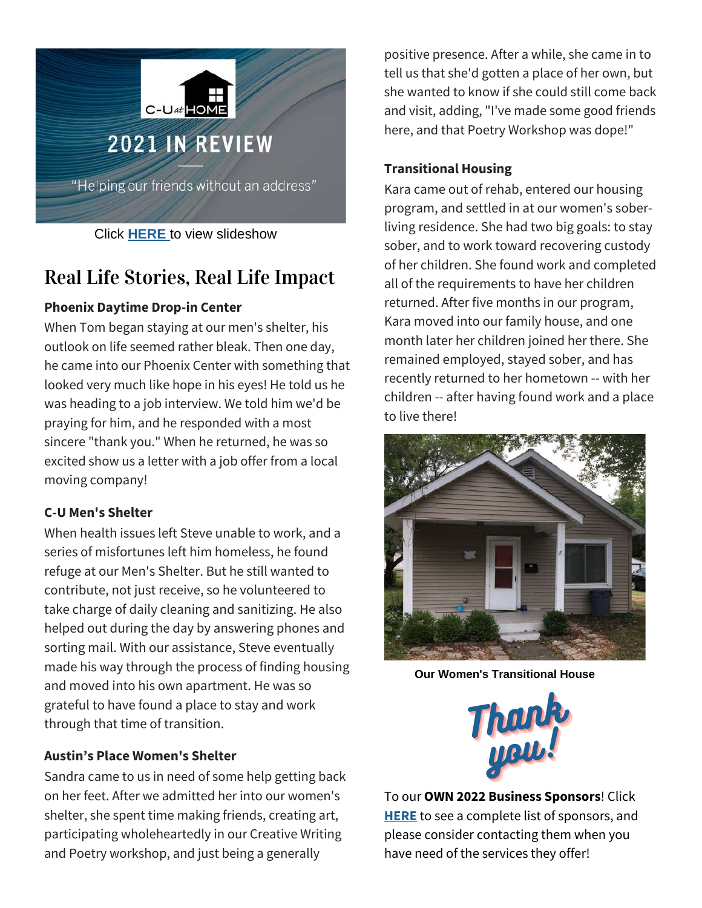C-U at HOME

2021 IN REVIEW

"Helping our friends without an address"

Click **HERE** to view slideshow

## Real Life Stories, Real Life Impact

**Phoenix Daytime Drop-in Center**

When Tom began staying at our men's shelter, his outlook on life seemed rather bleak. Then one day, he came into our Phoenix Center with something that looked very much like hope in his eyes! He told us he was heading to a job interview. We told him we'd be praying for him, and he responded with a most sincere "thank you." When he returned, he was so excited show us a letter with a job offer from a local moving company!

**C-U Men's Shelter**

When health issues left Steve unable to work, and a series of misfortunes left him homeless, he found refuge at our Men's Shelter. But he still wanted to contribute, not just receive, so he volunteered to take charge of daily cleaning and sanitizing. He also helped out during the day by answering phones and sorting mail. With our assistance, Steve eventually made his way through the process of finding housing and moved into his own apartment. He was so grateful to have found a place to stay and work through that time of transition.

**Austin's Place Women's Shelter**

Sandra came to us in need of some help getting back on her feet. After we admitted her into our women's shelter, she spent time making friends, creating art, participating wholeheartedly in our Creative Writing and Poetry workshop, and just being a generally positive presence. After a while, she came in to tell us that she'd gotten a place of her own, but she wanted to know if she could still come back and visit, adding, "I've made some good friends here, and that Poetry Workshop was dope!"

**Transitional Housing**

Kara came out of rehab, entered our housing program, and settled in at our women's sober-living residence. She had two big goals: to stay sober, and to work toward recovering custody of her children. She found work and completed all of the requirements to have her children returned. After five months in our program, Kara moved into our family house, and one month later her children joined her there. She remained employed, stayed sober, and has recently returned to her hometown -- with her children -- after having found work and a place to live there!

**Our Women's Transitional House**

Thank you!

To our **OWN 2022 Business Sponsors**! Click **HERE** to see a complete list of sponsors, and please consider contacting them when you have need of the services they offer!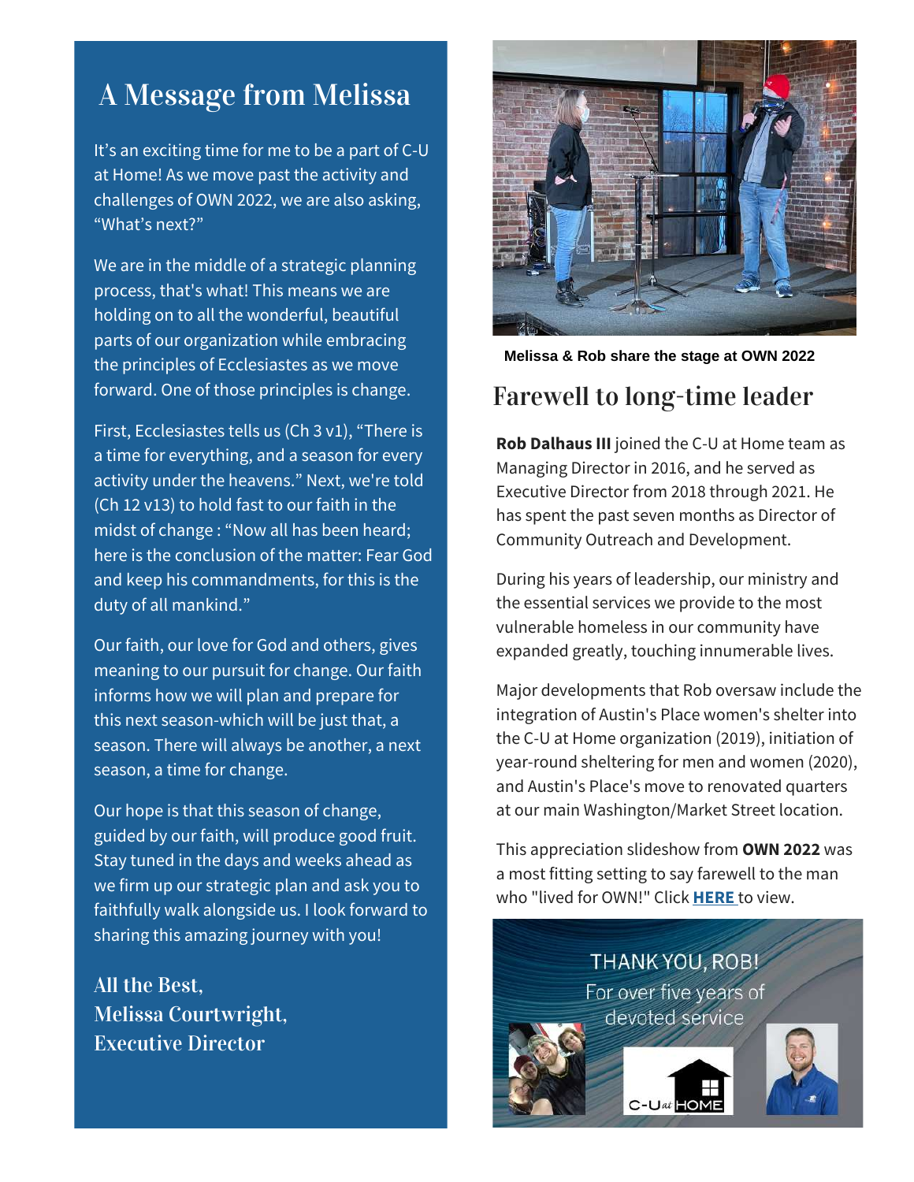## A Message from Melissa

It's an exciting time for me to be a part of C-U at Home! As we move past the activity and challenges of OWN 2022, we are also asking, "What's next?"

We are in the middle of a strategic planning process, that's what! This means we are holding on to all the wonderful, beautiful parts of our organization while embracing the principles of Ecclesiastes as we move forward. One of those principles is change.

First, Ecclesiastes tells us (Ch 3 v1), "There is a time for everything, and a season for every activity under the heavens." Next, we're told (Ch 12 v13) to hold fast to our faith in the midst of change : "Now all has been heard; here is the conclusion of the matter: Fear God and keep his commandments, for this is the duty of all mankind."

Our faith, our love for God and others, gives meaning to our pursuit for change. Our faith informs how we will plan and prepare for this next season-which will be just that, a season. There will always be another, a next season, a time for change.

Our hope is that this season of change, guided by our faith, will produce good fruit. Stay tuned in the days and weeks ahead as we firm up our strategic plan and ask you to faithfully walk alongside us. I look forward to sharing this amazing journey with you!

All the Best,
Melissa Courtwright,
Executive Director

**Melissa & Rob share the stage at OWN 2022**

## Farewell to long-time leader

**Rob Dalhaus III** joined the C-U at Home team as Managing Director in 2016, and he served as Executive Director from 2018 through 2021. He has spent the past seven months as Director of Community Outreach and Development.

During his years of leadership, our ministry and the essential services we provide to the most vulnerable homeless in our community have expanded greatly, touching innumerable lives.

Major developments that Rob oversaw include the integration of Austin's Place women's shelter into the C-U at Home organization (2019), initiation of year-round sheltering for men and women (2020), and Austin's Place's move to renovated quarters at our main Washington/Market Street location.

This appreciation slideshow from **OWN 2022** was a most fitting setting to say farewell to the man who "lived for OWN!" Click **HERE** to view.

THANK YOU, ROB!
For over five years of devoted service